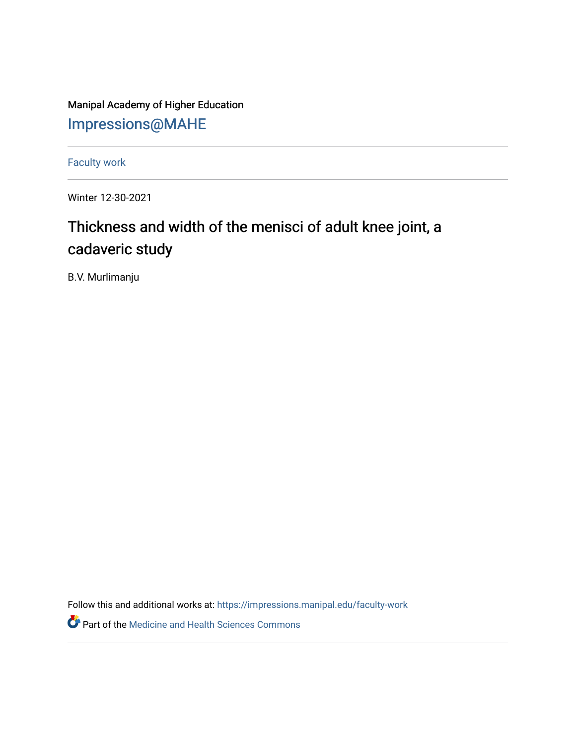Manipal Academy of Higher Education

Impressions@MAHE

Faculty work

Winter 12-30-2021

# Thickness and width of the menisci of adult knee joint, a cadaveric study

B.V. Murlimanju

Follow this and additional works at: https://impressions.manipal.edu/faculty-work

Part of the Medicine and Health Sciences Commons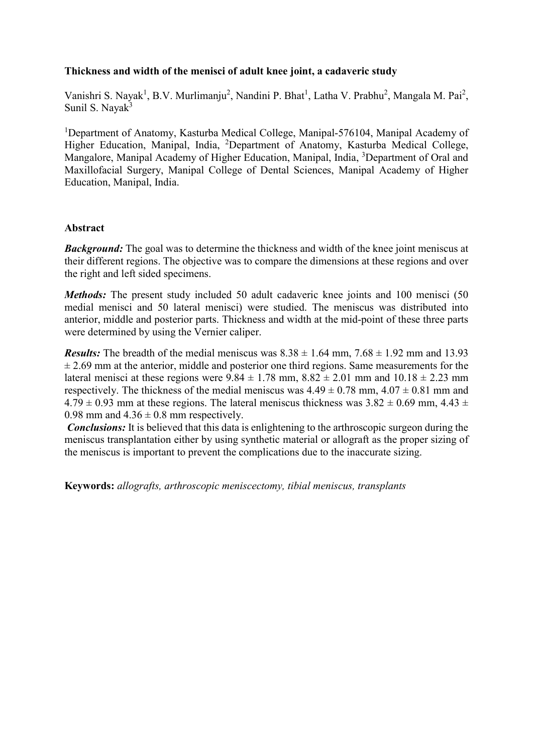**Thickness and width of the menisci of adult knee joint, a cadaveric study**

Vanishri S. Nayak[1], B.V. Murlimanju[2], Nandini P. Bhat[1], Latha V. Prabhu[2], Mangala M. Pai[2], Sunil S. Nayak[3]

[1]Department of Anatomy, Kasturba Medical College, Manipal-576104, Manipal Academy of Higher Education, Manipal, India, [2]Department of Anatomy, Kasturba Medical College, Mangalore, Manipal Academy of Higher Education, Manipal, India, [3]Department of Oral and Maxillofacial Surgery, Manipal College of Dental Sciences, Manipal Academy of Higher Education, Manipal, India.

**Abstract**

***Background:*** The goal was to determine the thickness and width of the knee joint meniscus at their different regions. The objective was to compare the dimensions at these regions and over the right and left sided specimens.

***Methods:*** The present study included 50 adult cadaveric knee joints and 100 menisci (50 medial menisci and 50 lateral menisci) were studied. The meniscus was distributed into anterior, middle and posterior parts. Thickness and width at the mid-point of these three parts were determined by using the Vernier caliper.

***Results:*** The breadth of the medial meniscus was 8.38 ± 1.64 mm, 7.68 ± 1.92 mm and 13.93 ± 2.69 mm at the anterior, middle and posterior one third regions. Same measurements for the lateral menisci at these regions were 9.84 ± 1.78 mm, 8.82 ± 2.01 mm and 10.18 ± 2.23 mm respectively. The thickness of the medial meniscus was 4.49 ± 0.78 mm, 4.07 ± 0.81 mm and 4.79 ± 0.93 mm at these regions. The lateral meniscus thickness was 3.82 ± 0.69 mm, 4.43 ± 0.98 mm and 4.36 ± 0.8 mm respectively.

***Conclusions:*** It is believed that this data is enlightening to the arthroscopic surgeon during the meniscus transplantation either by using synthetic material or allograft as the proper sizing of the meniscus is important to prevent the complications due to the inaccurate sizing.

**Keywords:** *allografts, arthroscopic meniscectomy, tibial meniscus, transplants*